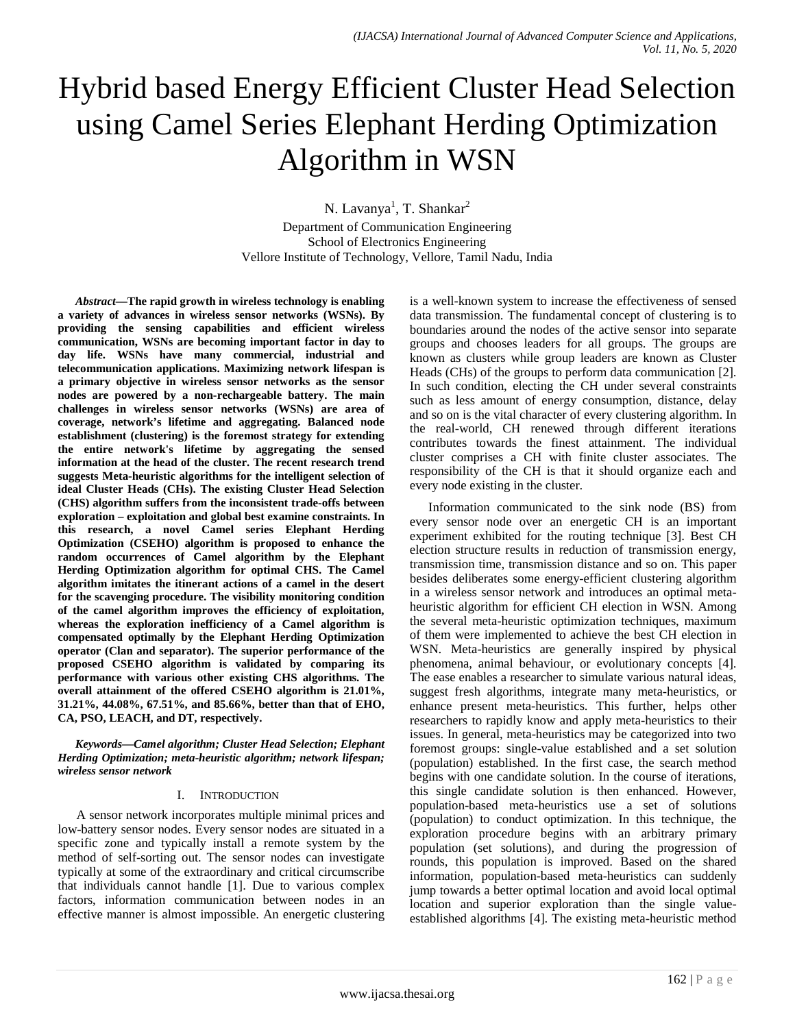# Hybrid based Energy Efficient Cluster Head Selection using Camel Series Elephant Herding Optimization Algorithm in WSN

N. Lavanya[1], T. Shankar[2]

Department of Communication Engineering
School of Electronics Engineering
Vellore Institute of Technology, Vellore, Tamil Nadu, India

***Abstract*—The rapid growth in wireless technology is enabling a variety of advances in wireless sensor networks (WSNs). By providing the sensing capabilities and efficient wireless communication, WSNs are becoming important factor in day to day life. WSNs have many commercial, industrial and telecommunication applications. Maximizing network lifespan is a primary objective in wireless sensor networks as the sensor nodes are powered by a non-rechargeable battery. The main challenges in wireless sensor networks (WSNs) are area of coverage, network's lifetime and aggregating. Balanced node establishment (clustering) is the foremost strategy for extending the entire network's lifetime by aggregating the sensed information at the head of the cluster. The recent research trend suggests Meta-heuristic algorithms for the intelligent selection of ideal Cluster Heads (CHs). The existing Cluster Head Selection (CHS) algorithm suffers from the inconsistent trade-offs between exploration – exploitation and global best examine constraints. In this research, a novel Camel series Elephant Herding Optimization (CSEHO) algorithm is proposed to enhance the random occurrences of Camel algorithm by the Elephant Herding Optimization algorithm for optimal CHS. The Camel algorithm imitates the itinerant actions of a camel in the desert for the scavenging procedure. The visibility monitoring condition of the camel algorithm improves the efficiency of exploitation, whereas the exploration inefficiency of a Camel algorithm is compensated optimally by the Elephant Herding Optimization operator (Clan and separator). The superior performance of the proposed CSEHO algorithm is validated by comparing its performance with various other existing CHS algorithms. The overall attainment of the offered CSEHO algorithm is 21.01%, 31.21%, 44.08%, 67.51%, and 85.66%, better than that of EHO, CA, PSO, LEACH, and DT, respectively.**

***Keywords*—Camel algorithm; Cluster Head Selection; Elephant Herding Optimization; meta-heuristic algorithm; network lifespan; wireless sensor network**

## I. Introduction

A sensor network incorporates multiple minimal prices and low-battery sensor nodes. Every sensor nodes are situated in a specific zone and typically install a remote system by the method of self-sorting out. The sensor nodes can investigate typically at some of the extraordinary and critical circumscribe that individuals cannot handle [1]. Due to various complex factors, information communication between nodes in an effective manner is almost impossible. An energetic clustering is a well-known system to increase the effectiveness of sensed data transmission. The fundamental concept of clustering is to boundaries around the nodes of the active sensor into separate groups and chooses leaders for all groups. The groups are known as clusters while group leaders are known as Cluster Heads (CHs) of the groups to perform data communication [2]. In such condition, electing the CH under several constraints such as less amount of energy consumption, distance, delay and so on is the vital character of every clustering algorithm. In the real-world, CH renewed through different iterations contributes towards the finest attainment. The individual cluster comprises a CH with finite cluster associates. The responsibility of the CH is that it should organize each and every node existing in the cluster.

Information communicated to the sink node (BS) from every sensor node over an energetic CH is an important experiment exhibited for the routing technique [3]. Best CH election structure results in reduction of transmission energy, transmission time, transmission distance and so on. This paper besides deliberates some energy-efficient clustering algorithm in a wireless sensor network and introduces an optimal meta-heuristic algorithm for efficient CH election in WSN. Among the several meta-heuristic optimization techniques, maximum of them were implemented to achieve the best CH election in WSN. Meta-heuristics are generally inspired by physical phenomena, animal behaviour, or evolutionary concepts [4]. The ease enables a researcher to simulate various natural ideas, suggest fresh algorithms, integrate many meta-heuristics, or enhance present meta-heuristics. This further, helps other researchers to rapidly know and apply meta-heuristics to their issues. In general, meta-heuristics may be categorized into two foremost groups: single-value established and a set solution (population) established. In the first case, the search method begins with one candidate solution. In the course of iterations, this single candidate solution is then enhanced. However, population-based meta-heuristics use a set of solutions (population) to conduct optimization. In this technique, the exploration procedure begins with an arbitrary primary population (set solutions), and during the progression of rounds, this population is improved. Based on the shared information, population-based meta-heuristics can suddenly jump towards a better optimal location and avoid local optimal location and superior exploration than the single value-established algorithms [4]. The existing meta-heuristic method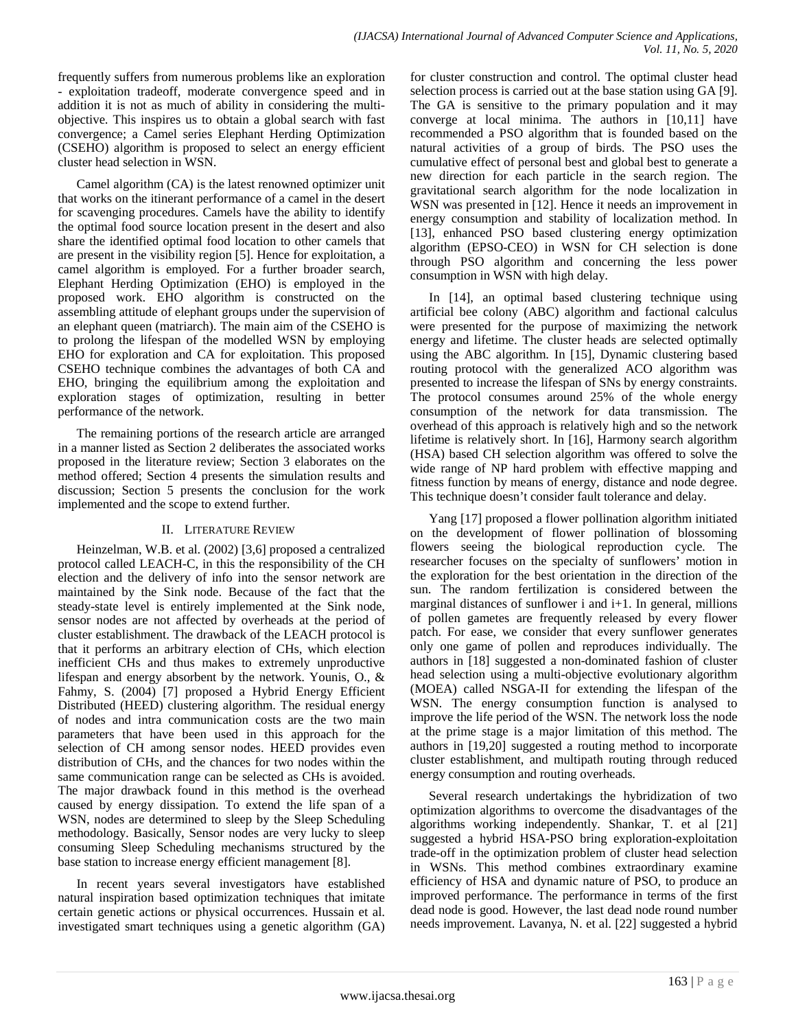frequently suffers from numerous problems like an exploration - exploitation tradeoff, moderate convergence speed and in addition it is not as much of ability in considering the multi-objective. This inspires us to obtain a global search with fast convergence; a Camel series Elephant Herding Optimization (CSEHO) algorithm is proposed to select an energy efficient cluster head selection in WSN.

Camel algorithm (CA) is the latest renowned optimizer unit that works on the itinerant performance of a camel in the desert for scavenging procedures. Camels have the ability to identify the optimal food source location present in the desert and also share the identified optimal food location to other camels that are present in the visibility region [5]. Hence for exploitation, a camel algorithm is employed. For a further broader search, Elephant Herding Optimization (EHO) is employed in the proposed work. EHO algorithm is constructed on the assembling attitude of elephant groups under the supervision of an elephant queen (matriarch). The main aim of the CSEHO is to prolong the lifespan of the modelled WSN by employing EHO for exploration and CA for exploitation. This proposed CSEHO technique combines the advantages of both CA and EHO, bringing the equilibrium among the exploitation and exploration stages of optimization, resulting in better performance of the network.

The remaining portions of the research article are arranged in a manner listed as Section 2 deliberates the associated works proposed in the literature review; Section 3 elaborates on the method offered; Section 4 presents the simulation results and discussion; Section 5 presents the conclusion for the work implemented and the scope to extend further.

## II. Literature Review

Heinzelman, W.B. et al. (2002) [3,6] proposed a centralized protocol called LEACH-C, in this the responsibility of the CH election and the delivery of info into the sensor network are maintained by the Sink node. Because of the fact that the steady-state level is entirely implemented at the Sink node, sensor nodes are not affected by overheads at the period of cluster establishment. The drawback of the LEACH protocol is that it performs an arbitrary election of CHs, which election inefficient CHs and thus makes to extremely unproductive lifespan and energy absorbent by the network. Younis, O., & Fahmy, S. (2004) [7] proposed a Hybrid Energy Efficient Distributed (HEED) clustering algorithm. The residual energy of nodes and intra communication costs are the two main parameters that have been used in this approach for the selection of CH among sensor nodes. HEED provides even distribution of CHs, and the chances for two nodes within the same communication range can be selected as CHs is avoided. The major drawback found in this method is the overhead caused by energy dissipation. To extend the life span of a WSN, nodes are determined to sleep by the Sleep Scheduling methodology. Basically, Sensor nodes are very lucky to sleep consuming Sleep Scheduling mechanisms structured by the base station to increase energy efficient management [8].

In recent years several investigators have established natural inspiration based optimization techniques that imitate certain genetic actions or physical occurrences. Hussain et al. investigated smart techniques using a genetic algorithm (GA) for cluster construction and control. The optimal cluster head selection process is carried out at the base station using GA [9]. The GA is sensitive to the primary population and it may converge at local minima. The authors in [10,11] have recommended a PSO algorithm that is founded based on the natural activities of a group of birds. The PSO uses the cumulative effect of personal best and global best to generate a new direction for each particle in the search region. The gravitational search algorithm for the node localization in WSN was presented in [12]. Hence it needs an improvement in energy consumption and stability of localization method. In [13], enhanced PSO based clustering energy optimization algorithm (EPSO-CEO) in WSN for CH selection is done through PSO algorithm and concerning the less power consumption in WSN with high delay.

In [14], an optimal based clustering technique using artificial bee colony (ABC) algorithm and factional calculus were presented for the purpose of maximizing the network energy and lifetime. The cluster heads are selected optimally using the ABC algorithm. In [15], Dynamic clustering based routing protocol with the generalized ACO algorithm was presented to increase the lifespan of SNs by energy constraints. The protocol consumes around 25% of the whole energy consumption of the network for data transmission. The overhead of this approach is relatively high and so the network lifetime is relatively short. In [16], Harmony search algorithm (HSA) based CH selection algorithm was offered to solve the wide range of NP hard problem with effective mapping and fitness function by means of energy, distance and node degree. This technique doesn't consider fault tolerance and delay.

Yang [17] proposed a flower pollination algorithm initiated on the development of flower pollination of blossoming flowers seeing the biological reproduction cycle. The researcher focuses on the specialty of sunflowers' motion in the exploration for the best orientation in the direction of the sun. The random fertilization is considered between the marginal distances of sunflower i and i+1. In general, millions of pollen gametes are frequently released by every flower patch. For ease, we consider that every sunflower generates only one game of pollen and reproduces individually. The authors in [18] suggested a non-dominated fashion of cluster head selection using a multi-objective evolutionary algorithm (MOEA) called NSGA-II for extending the lifespan of the WSN. The energy consumption function is analysed to improve the life period of the WSN. The network loss the node at the prime stage is a major limitation of this method. The authors in [19,20] suggested a routing method to incorporate cluster establishment, and multipath routing through reduced energy consumption and routing overheads.

Several research undertakings the hybridization of two optimization algorithms to overcome the disadvantages of the algorithms working independently. Shankar, T. et al [21] suggested a hybrid HSA-PSO bring exploration-exploitation trade-off in the optimization problem of cluster head selection in WSNs. This method combines extraordinary examine efficiency of HSA and dynamic nature of PSO, to produce an improved performance. The performance in terms of the first dead node is good. However, the last dead node round number needs improvement. Lavanya, N. et al. [22] suggested a hybrid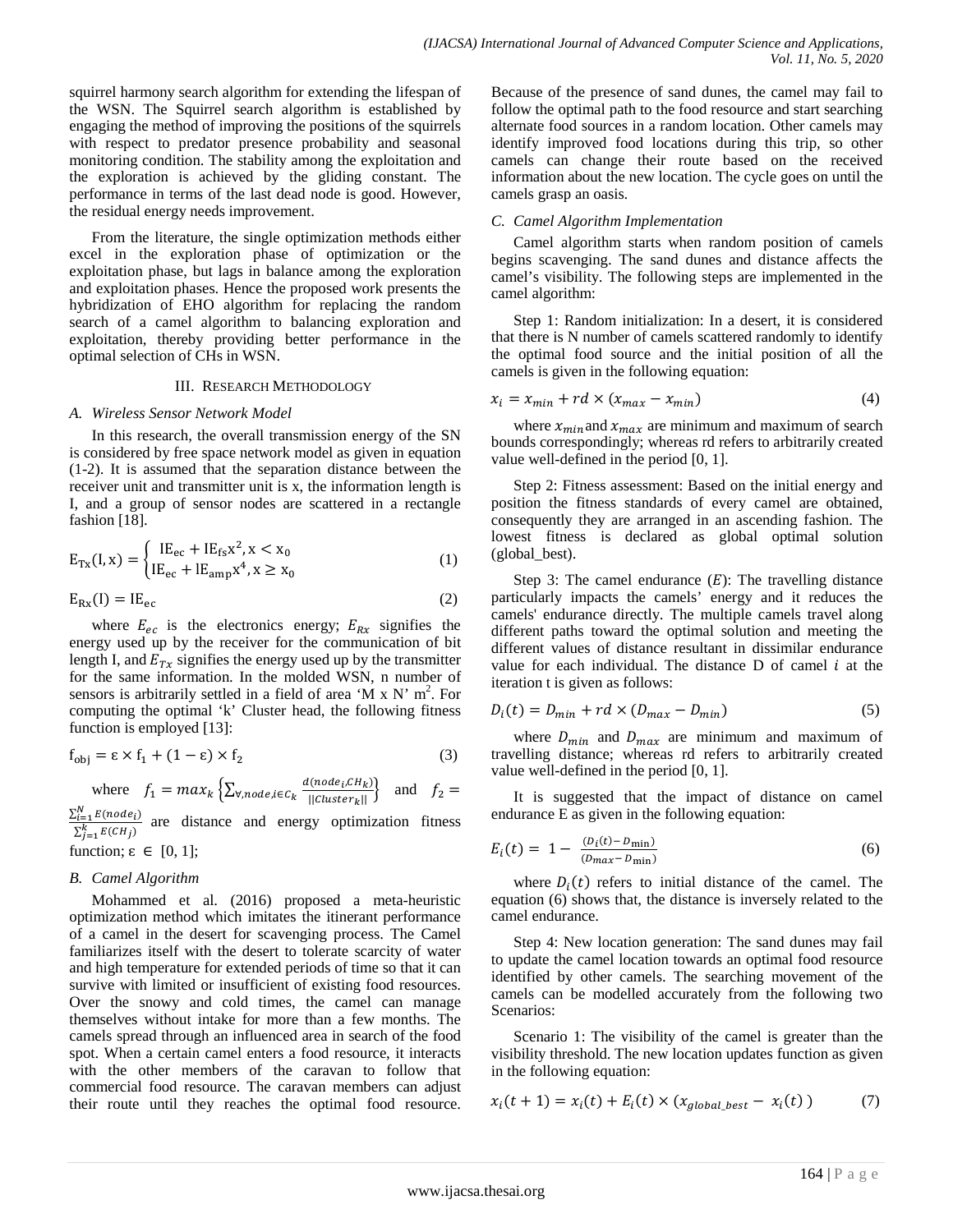squirrel harmony search algorithm for extending the lifespan of the WSN. The Squirrel search algorithm is established by engaging the method of improving the positions of the squirrels with respect to predator presence probability and seasonal monitoring condition. The stability among the exploitation and the exploration is achieved by the gliding constant. The performance in terms of the last dead node is good. However, the residual energy needs improvement.

From the literature, the single optimization methods either excel in the exploration phase of optimization or the exploitation phase, but lags in balance among the exploration and exploitation phases. Hence the proposed work presents the hybridization of EHO algorithm for replacing the random search of a camel algorithm to balancing exploration and exploitation, thereby providing better performance in the optimal selection of CHs in WSN.

## III. Research Methodology

### A. Wireless Sensor Network Model

In this research, the overall transmission energy of the SN is considered by free space network model as given in equation (1-2). It is assumed that the separation distance between the receiver unit and transmitter unit is x, the information length is I, and a group of sensor nodes are scattered in a rectangle fashion [18].

$$E_{Tx}(I, x) = \begin{cases} IE_{ec} + IE_{fs}x^2, x < x_0 \\ IE_{ec} + IE_{amp}x^4, x \geq x_0 \end{cases} \tag{1}$$

$$E_{Rx}(I) = IE_{ec} \tag{2}$$

where $E_{ec}$ is the electronics energy; $E_{Rx}$ signifies the energy used up by the receiver for the communication of bit length I, and $E_{Tx}$ signifies the energy used up by the transmitter for the same information. In the molded WSN, n number of sensors is arbitrarily settled in a field of area 'M x N' m$^2$. For computing the optimal 'k' Cluster head, the following fitness function is employed [13]:

$$f_{obj} = \varepsilon \times f_1 + (1 - \varepsilon) \times f_2 \tag{3}$$

where $f_1 = max_k \left\{ \sum_{\forall, node, i \in C_k} \frac{d(node_i, CH_k)}{||Cluster_k||} \right\}$ and $f_2 = \frac{\sum_{i=1}^{N} E(node_i)}{\sum_{j=1}^{k} E(CH_j)}$ are distance and energy optimization fitness function; $\varepsilon \in [0, 1]$;

### B. Camel Algorithm

Mohammed et al. (2016) proposed a meta-heuristic optimization method which imitates the itinerant performance of a camel in the desert for scavenging process. The Camel familiarizes itself with the desert to tolerate scarcity of water and high temperature for extended periods of time so that it can survive with limited or insufficient of existing food resources. Over the snowy and cold times, the camel can manage themselves without intake for more than a few months. The camels spread through an influenced area in search of the food spot. When a certain camel enters a food resource, it interacts with the other members of the caravan to follow that commercial food resource. The caravan members can adjust their route until they reaches the optimal food resource. Because of the presence of sand dunes, the camel may fail to follow the optimal path to the food resource and start searching alternate food sources in a random location. Other camels may identify improved food locations during this trip, so other camels can change their route based on the received information about the new location. The cycle goes on until the camels grasp an oasis.

### C. Camel Algorithm Implementation

Camel algorithm starts when random position of camels begins scavenging. The sand dunes and distance affects the camel's visibility. The following steps are implemented in the camel algorithm:

Step 1: Random initialization: In a desert, it is considered that there is N number of camels scattered randomly to identify the optimal food source and the initial position of all the camels is given in the following equation:

$$x_i = x_{min} + rd \times (x_{max} - x_{min}) \tag{4}$$

where $x_{min}$ and $x_{max}$ are minimum and maximum of search bounds correspondingly; whereas rd refers to arbitrarily created value well-defined in the period [0, 1].

Step 2: Fitness assessment: Based on the initial energy and position the fitness standards of every camel are obtained, consequently they are arranged in an ascending fashion. The lowest fitness is declared as global optimal solution (global_best).

Step 3: The camel endurance ($E$): The travelling distance particularly impacts the camels' energy and it reduces the camels' endurance directly. The multiple camels travel along different paths toward the optimal solution and meeting the different values of distance resultant in dissimilar endurance value for each individual. The distance D of camel $i$ at the iteration t is given as follows:

$$D_i(t) = D_{min} + rd \times (D_{max} - D_{min}) \tag{5}$$

where $D_{min}$ and $D_{max}$ are minimum and maximum of travelling distance; whereas rd refers to arbitrarily created value well-defined in the period [0, 1].

It is suggested that the impact of distance on camel endurance E as given in the following equation:

$$E_i(t) = 1 - \frac{(D_i(t) - D_{\min})}{(D_{max} - D_{\min})} \tag{6}$$

where $D_i(t)$ refers to initial distance of the camel. The equation (6) shows that, the distance is inversely related to the camel endurance.

Step 4: New location generation: The sand dunes may fail to update the camel location towards an optimal food resource identified by other camels. The searching movement of the camels can be modelled accurately from the following two Scenarios:

Scenario 1: The visibility of the camel is greater than the visibility threshold. The new location updates function as given in the following equation:

$$x_i(t + 1) = x_i(t) + E_i(t) \times (x_{global\_best} - x_i(t)) \tag{7}$$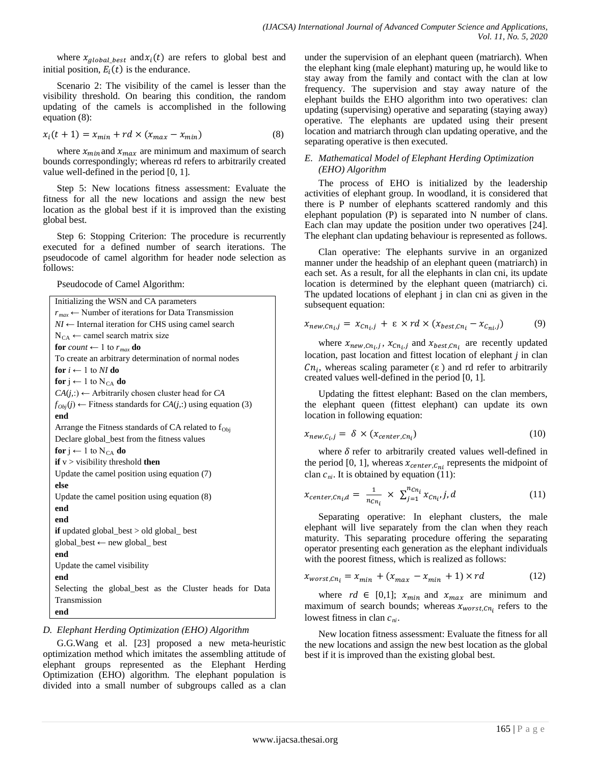where $x_{global\_best}$ and $x_i(t)$ are refers to global best and initial position, $E_i(t)$ is the endurance.

Scenario 2: The visibility of the camel is lesser than the visibility threshold. On bearing this condition, the random updating of the camels is accomplished in the following equation (8):

$$x_i(t+1) = x_{min} + rd \times (x_{max} - x_{min}) \quad (8)$$

where $x_{min}$ and $x_{max}$ are minimum and maximum of search bounds correspondingly; whereas rd refers to arbitrarily created value well-defined in the period [0, 1].

Step 5: New locations fitness assessment: Evaluate the fitness for all the new locations and assign the new best location as the global best if it is improved than the existing global best.

Step 6: Stopping Criterion: The procedure is recurrently executed for a defined number of search iterations. The pseudocode of camel algorithm for header node selection as follows:

Pseudocode of Camel Algorithm:

```
Initializing the WSN and CA parameters
r_max ← Number of iterations for Data Transmission
NI ← Internal iteration for CHS using camel search
N_CA ← camel search matrix size
for count ← 1 to r_max do
To create an arbitrary determination of normal nodes
for i ← 1 to NI do
for j ← 1 to N_CA do
CA(j,:) ← Arbitrarily chosen cluster head for CA
f_Obj(j) ← Fitness standards for CA(j,:) using equation (3)
end
Arrange the Fitness standards of CA related to f_Obj
Declare global_best from the fitness values
for j ← 1 to N_CA do
if v > visibility threshold then
Update the camel position using equation (7)
else
Update the camel position using equation (8)
end
end
if updated global_best > old global_ best
global_best ← new global_ best
end
Update the camel visibility
end
Selecting the global_best as the Cluster heads for Data Transmission
end
```

### *D. Elephant Herding Optimization (EHO) Algorithm*

G.G.Wang et al. [23] proposed a new meta-heuristic optimization method which imitates the assembling attitude of elephant groups represented as the Elephant Herding Optimization (EHO) algorithm. The elephant population is divided into a small number of subgroups called as a clan under the supervision of an elephant queen (matriarch). When the elephant king (male elephant) maturing up, he would like to stay away from the family and contact with the clan at low frequency. The supervision and stay away nature of the elephant builds the EHO algorithm into two operatives: clan updating (supervising) operative and separating (staying away) operative. The elephants are updated using their present location and matriarch through clan updating operative, and the separating operative is then executed.

### *E. Mathematical Model of Elephant Herding Optimization (EHO) Algorithm*

The process of EHO is initialized by the leadership activities of elephant group. In woodland, it is considered that there is P number of elephants scattered randomly and this elephant population (P) is separated into N number of clans. Each clan may update the position under two operatives [24]. The elephant clan updating behaviour is represented as follows.

Clan operative: The elephants survive in an organized manner under the headship of an elephant queen (matriarch) in each set. As a result, for all the elephants in clan cni, its update location is determined by the elephant queen (matriarch) ci. The updated locations of elephant j in clan cni as given in the subsequent equation:

$$x_{new,Cn_i,j} = x_{Cn_i,j} + \varepsilon \times rd \times (x_{best,Cn_i} - x_{C_{ni},j}) \quad (9)$$

where $x_{new,Cn_i,j}$, $x_{Cn_i,j}$ and $x_{best,Cn_i}$ are recently updated location, past location and fittest location of elephant *j* in clan $Cn_i$, whereas scaling parameter ($\varepsilon$) and rd refer to arbitrarily created values well-defined in the period [0, 1].

Updating the fittest elephant: Based on the clan members, the elephant queen (fittest elephant) can update its own location in following equation:

$$x_{new,C_i,j} = \delta \times (x_{center,Cn_i}) \quad (10)$$

where $\delta$ refer to arbitrarily created values well-defined in the period [0, 1], whereas $x_{center,C_{ni}}$ represents the midpoint of clan $c_{ni}$. It is obtained by equation (11):

$$x_{center,Cn_i,d} = \frac{1}{n_{Cn_i}} \times \sum_{j=1}^{n_{Cn_i}} x_{Cn_i}, j, d \quad (11)$$

Separating operative: In elephant clusters, the male elephant will live separately from the clan when they reach maturity. This separating procedure offering the separating operator presenting each generation as the elephant individuals with the poorest fitness, which is realized as follows:

$$x_{worst,Cn_i} = x_{min} + (x_{max} - x_{min} + 1) \times rd \quad (12)$$

where $rd \in [0,1]$; $x_{min}$ and $x_{max}$ are minimum and maximum of search bounds; whereas $x_{worst,Cn_i}$ refers to the lowest fitness in clan $c_{ni}$.

New location fitness assessment: Evaluate the fitness for all the new locations and assign the new best location as the global best if it is improved than the existing global best.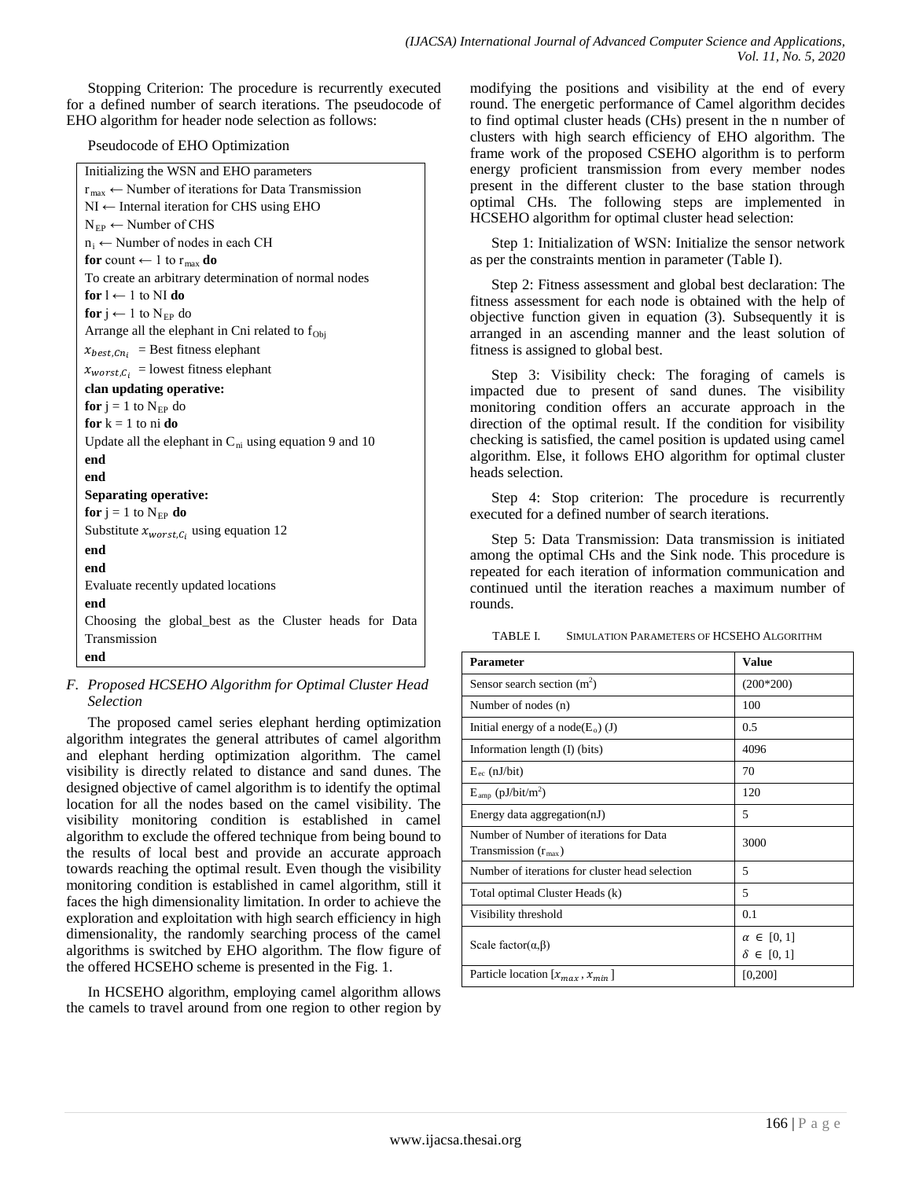Stopping Criterion: The procedure is recurrently executed for a defined number of search iterations. The pseudocode of EHO algorithm for header node selection as follows:

Pseudocode of EHO Optimization

```
Initializing the WSN and EHO parameters
r_max ← Number of iterations for Data Transmission
NI ← Internal iteration for CHS using EHO
N_EP ← Number of CHS
n_i ← Number of nodes in each CH
for count ← 1 to r_max do
To create an arbitrary determination of normal nodes
for l ← 1 to NI do
for j ← 1 to N_EP do
Arrange all the elephant in Cni related to f_Obj
x_{best,Cn_i} = Best fitness elephant
x_{worst,C_i} = lowest fitness elephant
clan updating operative:
for j = 1 to N_EP do
for k = 1 to ni do
Update all the elephant in C_ni using equation 9 and 10
end
end
Separating operative:
for j = 1 to N_EP do
Substitute x_{worst,C_i} using equation 12
end
end
Evaluate recently updated locations
end
Choosing the global_best as the Cluster heads for Data Transmission
end
```

### *F. Proposed HCSEHO Algorithm for Optimal Cluster Head Selection*

The proposed camel series elephant herding optimization algorithm integrates the general attributes of camel algorithm and elephant herding optimization algorithm. The camel visibility is directly related to distance and sand dunes. The designed objective of camel algorithm is to identify the optimal location for all the nodes based on the camel visibility. The visibility monitoring condition is established in camel algorithm to exclude the offered technique from being bound to the results of local best and provide an accurate approach towards reaching the optimal result. Even though the visibility monitoring condition is established in camel algorithm, still it faces the high dimensionality limitation. In order to achieve the exploration and exploitation with high search efficiency in high dimensionality, the randomly searching process of the camel algorithms is switched by EHO algorithm. The flow figure of the offered HCSEHO scheme is presented in the Fig. 1.

In HCSEHO algorithm, employing camel algorithm allows the camels to travel around from one region to other region by modifying the positions and visibility at the end of every round. The energetic performance of Camel algorithm decides to find optimal cluster heads (CHs) present in the n number of clusters with high search efficiency of EHO algorithm. The frame work of the proposed CSEHO algorithm is to perform energy proficient transmission from every member nodes present in the different cluster to the base station through optimal CHs. The following steps are implemented in HCSEHO algorithm for optimal cluster head selection:

Step 1: Initialization of WSN: Initialize the sensor network as per the constraints mention in parameter (Table I).

Step 2: Fitness assessment and global best declaration: The fitness assessment for each node is obtained with the help of objective function given in equation (3). Subsequently it is arranged in an ascending manner and the least solution of fitness is assigned to global best.

Step 3: Visibility check: The foraging of camels is impacted due to present of sand dunes. The visibility monitoring condition offers an accurate approach in the direction of the optimal result. If the condition for visibility checking is satisfied, the camel position is updated using camel algorithm. Else, it follows EHO algorithm for optimal cluster heads selection.

Step 4: Stop criterion: The procedure is recurrently executed for a defined number of search iterations.

Step 5: Data Transmission: Data transmission is initiated among the optimal CHs and the Sink node. This procedure is repeated for each iteration of information communication and continued until the iteration reaches a maximum number of rounds.

TABLE I. SIMULATION PARAMETERS OF HCSEHO ALGORITHM

| Parameter | Value |
|---|---|
| Sensor search section ($m^2$) | (200*200) |
| Number of nodes (n) | 100 |
| Initial energy of a node($E_o$) (J) | 0.5 |
| Information length (I) (bits) | 4096 |
| $E_{ec}$ (nJ/bit) | 70 |
| $E_{amp}$ (pJ/bit/$m^2$) | 120 |
| Energy data aggregation(nJ) | 5 |
| Number of Number of iterations for Data Transmission ($r_{max}$) | 3000 |
| Number of iterations for cluster head selection | 5 |
| Total optimal Cluster Heads (k) | 5 |
| Visibility threshold | 0.1 |
| Scale factor(α,β) | $\alpha \in [0, 1]$ $\delta \in [0, 1]$ |
| Particle location $[x_{max}, x_{min}]$ | [0,200] |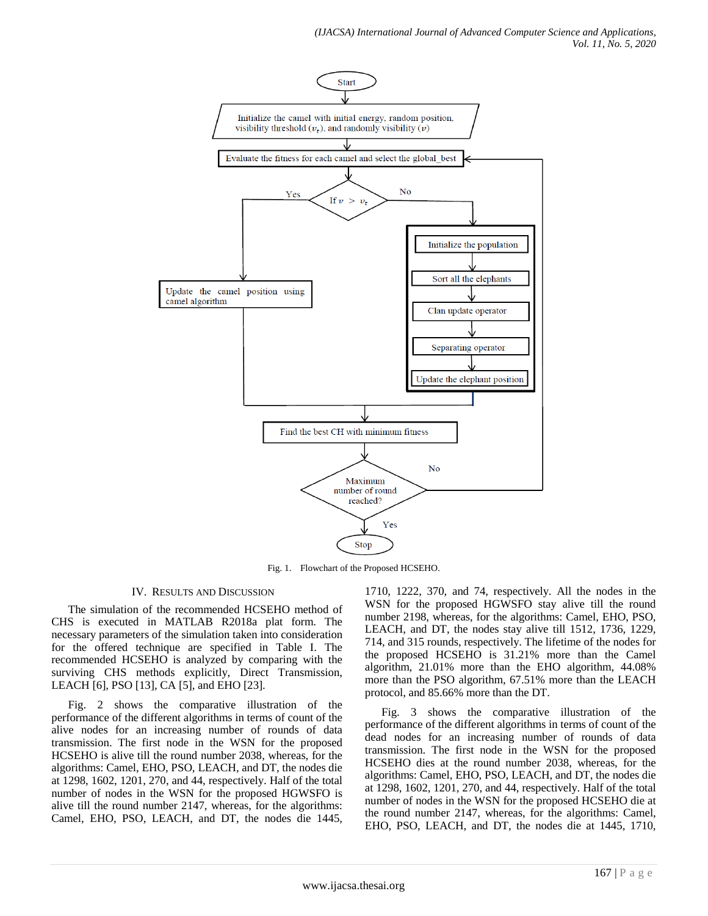Fig. 1. Flowchart of the Proposed HCSEHO.

## IV. Results and Discussion

The simulation of the recommended HCSEHO method of CHS is executed in MATLAB R2018a plat form. The necessary parameters of the simulation taken into consideration for the offered technique are specified in Table I. The recommended HCSEHO is analyzed by comparing with the surviving CHS methods explicitly, Direct Transmission, LEACH [6], PSO [13], CA [5], and EHO [23].

Fig. 2 shows the comparative illustration of the performance of the different algorithms in terms of count of the alive nodes for an increasing number of rounds of data transmission. The first node in the WSN for the proposed HCSEHO is alive till the round number 2038, whereas, for the algorithms: Camel, EHO, PSO, LEACH, and DT, the nodes die at 1298, 1602, 1201, 270, and 44, respectively. Half of the total number of nodes in the WSN for the proposed HGWSFO is alive till the round number 2147, whereas, for the algorithms: Camel, EHO, PSO, LEACH, and DT, the nodes die 1445, 1710, 1222, 370, and 74, respectively. All the nodes in the WSN for the proposed HGWSFO stay alive till the round number 2198, whereas, for the algorithms: Camel, EHO, PSO, LEACH, and DT, the nodes stay alive till 1512, 1736, 1229, 714, and 315 rounds, respectively. The lifetime of the nodes for the proposed HCSEHO is 31.21% more than the Camel algorithm, 21.01% more than the EHO algorithm, 44.08% more than the PSO algorithm, 67.51% more than the LEACH protocol, and 85.66% more than the DT.

Fig. 3 shows the comparative illustration of the performance of the different algorithms in terms of count of the dead nodes for an increasing number of rounds of data transmission. The first node in the WSN for the proposed HCSEHO dies at the round number 2038, whereas, for the algorithms: Camel, EHO, PSO, LEACH, and DT, the nodes die at 1298, 1602, 1201, 270, and 44, respectively. Half of the total number of nodes in the WSN for the proposed HCSEHO die at the round number 2147, whereas, for the algorithms: Camel, EHO, PSO, LEACH, and DT, the nodes die at 1445, 1710,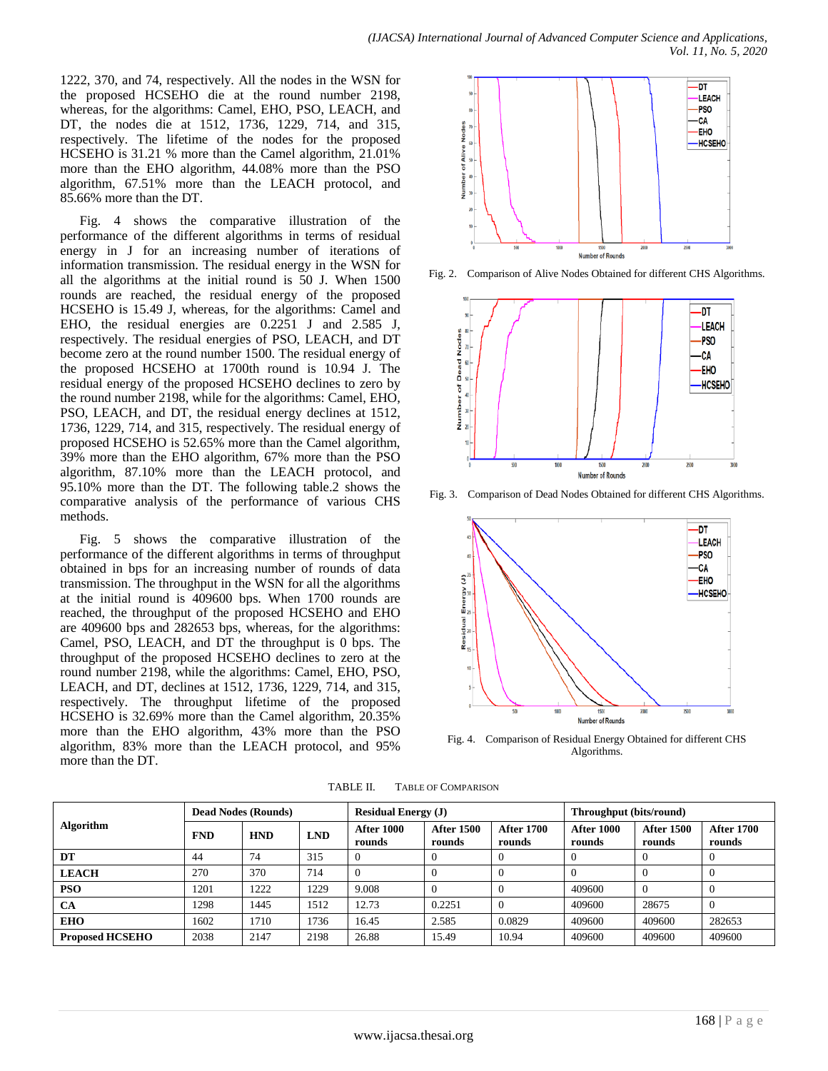1222, 370, and 74, respectively. All the nodes in the WSN for the proposed HCSEHO die at the round number 2198, whereas, for the algorithms: Camel, EHO, PSO, LEACH, and DT, the nodes die at 1512, 1736, 1229, 714, and 315, respectively. The lifetime of the nodes for the proposed HCSEHO is 31.21 % more than the Camel algorithm, 21.01% more than the EHO algorithm, 44.08% more than the PSO algorithm, 67.51% more than the LEACH protocol, and 85.66% more than the DT.

Fig. 4 shows the comparative illustration of the performance of the different algorithms in terms of residual energy in J for an increasing number of iterations of information transmission. The residual energy in the WSN for all the algorithms at the initial round is 50 J. When 1500 rounds are reached, the residual energy of the proposed HCSEHO is 15.49 J, whereas, for the algorithms: Camel and EHO, the residual energies are 0.2251 J and 2.585 J, respectively. The residual energies of PSO, LEACH, and DT become zero at the round number 1500. The residual energy of the proposed HCSEHO at 1700th round is 10.94 J. The residual energy of the proposed HCSEHO declines to zero by the round number 2198, while for the algorithms: Camel, EHO, PSO, LEACH, and DT, the residual energy declines at 1512, 1736, 1229, 714, and 315, respectively. The residual energy of proposed HCSEHO is 52.65% more than the Camel algorithm, 39% more than the EHO algorithm, 67% more than the PSO algorithm, 87.10% more than the LEACH protocol, and 95.10% more than the DT. The following table.2 shows the comparative analysis of the performance of various CHS methods.

Fig. 5 shows the comparative illustration of the performance of the different algorithms in terms of throughput obtained in bps for an increasing number of rounds of data transmission. The throughput in the WSN for all the algorithms at the initial round is 409600 bps. When 1700 rounds are reached, the throughput of the proposed HCSEHO and EHO are 409600 bps and 282653 bps, whereas, for the algorithms: Camel, PSO, LEACH, and DT the throughput is 0 bps. The throughput of the proposed HCSEHO declines to zero at the round number 2198, while the algorithms: Camel, EHO, PSO, LEACH, and DT, declines at 1512, 1736, 1229, 714, and 315, respectively. The throughput lifetime of the proposed HCSEHO is 32.69% more than the Camel algorithm, 20.35% more than the EHO algorithm, 43% more than the PSO algorithm, 83% more than the LEACH protocol, and 95% more than the DT.

Fig. 2. Comparison of Alive Nodes Obtained for different CHS Algorithms.

Fig. 3. Comparison of Dead Nodes Obtained for different CHS Algorithms.

Fig. 4. Comparison of Residual Energy Obtained for different CHS Algorithms.

TABLE II. TABLE OF COMPARISON

| Algorithm | Dead Nodes (Rounds) | | | Residual Energy (J) | | | Throughput (bits/round) | | |
|---|---|---|---|---|---|---|---|---|---|
| | FND | HND | LND | After 1000 rounds | After 1500 rounds | After 1700 rounds | After 1000 rounds | After 1500 rounds | After 1700 rounds |
| **DT** | 44 | 74 | 315 | 0 | 0 | 0 | 0 | 0 | 0 |
| **LEACH** | 270 | 370 | 714 | 0 | 0 | 0 | 0 | 0 | 0 |
| **PSO** | 1201 | 1222 | 1229 | 9.008 | 0 | 0 | 409600 | 0 | 0 |
| **CA** | 1298 | 1445 | 1512 | 12.73 | 0.2251 | 0 | 409600 | 28675 | 0 |
| **EHO** | 1602 | 1710 | 1736 | 16.45 | 2.585 | 0.0829 | 409600 | 409600 | 282653 |
| **Proposed HCSEHO** | 2038 | 2147 | 2198 | 26.88 | 15.49 | 10.94 | 409600 | 409600 | 409600 |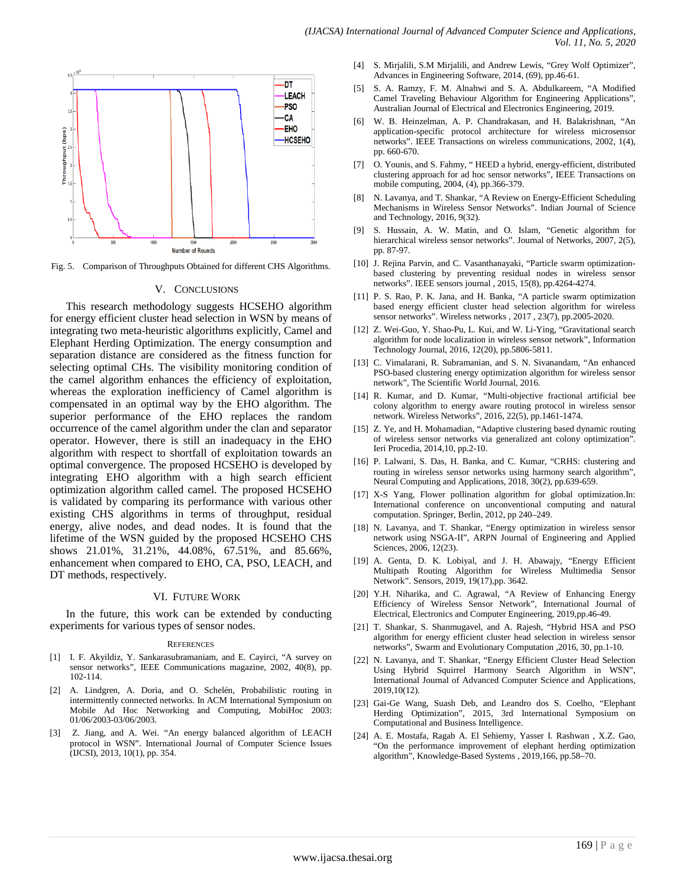4.5 ×10^6

Throughput (bps)

Number of Rounds

DT
LEACH
PSO
CA
EHO
HCSEHO

0 500 1000 1500 2000 2500 3000

0 0.5 1 1.5 2 2.5 3 3.5 4

Fig. 5. Comparison of Throughputs Obtained for different CHS Algorithms.

## V. Conclusions

This research methodology suggests HCSEHO algorithm for energy efficient cluster head selection in WSN by means of integrating two meta-heuristic algorithms explicitly, Camel and Elephant Herding Optimization. The energy consumption and separation distance are considered as the fitness function for selecting optimal CHs. The visibility monitoring condition of the camel algorithm enhances the efficiency of exploitation, whereas the exploration inefficiency of Camel algorithm is compensated in an optimal way by the EHO algorithm. The superior performance of the EHO replaces the random occurrence of the camel algorithm under the clan and separator operator. However, there is still an inadequacy in the EHO algorithm with respect to shortfall of exploitation towards an optimal convergence. The proposed HCSEHO is developed by integrating EHO algorithm with a high search efficient optimization algorithm called camel. The proposed HCSEHO is validated by comparing its performance with various other existing CHS algorithms in terms of throughput, residual energy, alive nodes, and dead nodes. It is found that the lifetime of the WSN guided by the proposed HCSEHO CHS shows 21.01%, 31.21%, 44.08%, 67.51%, and 85.66%, enhancement when compared to EHO, CA, PSO, LEACH, and DT methods, respectively.

## VI. Future Work

In the future, this work can be extended by conducting experiments for various types of sensor nodes.

## References

[1] I. F. Akyildiz, Y. Sankarasubramaniam, and E. Cayirci, "A survey on sensor networks", IEEE Communications magazine, 2002, 40(8), pp. 102-114.

[2] A. Lindgren, A. Doria, and O. Schelén, Probabilistic routing in intermittently connected networks. In ACM International Symposium on Mobile Ad Hoc Networking and Computing, MobiHoc 2003: 01/06/2003-03/06/2003.

[3] Z. Jiang, and A. Wei. "An energy balanced algorithm of LEACH protocol in WSN". International Journal of Computer Science Issues (IJCSI), 2013, 10(1), pp. 354.

[4] S. Mirjalili, S.M Mirjalili, and Andrew Lewis, "Grey Wolf Optimizer", Advances in Engineering Software, 2014, (69), pp.46-61.

[5] S. A. Ramzy, F. M. Alnahwi and S. A. Abdulkareem, "A Modified Camel Traveling Behaviour Algorithm for Engineering Applications", Australian Journal of Electrical and Electronics Engineering, 2019.

[6] W. B. Heinzelman, A. P. Chandrakasan, and H. Balakrishnan, "An application-specific protocol architecture for wireless microsensor networks". IEEE Transactions on wireless communications, 2002, 1(4), pp. 660-670.

[7] O. Younis, and S. Fahmy, " HEED a hybrid, energy-efficient, distributed clustering approach for ad hoc sensor networks", IEEE Transactions on mobile computing, 2004, (4), pp.366-379.

[8] N. Lavanya, and T. Shankar, "A Review on Energy-Efficient Scheduling Mechanisms in Wireless Sensor Networks". Indian Journal of Science and Technology, 2016, 9(32).

[9] S. Hussain, A. W. Matin, and O. Islam, "Genetic algorithm for hierarchical wireless sensor networks". Journal of Networks, 2007, 2(5), pp. 87-97.

[10] J. Rejina Parvin, and C. Vasanthanayaki, "Particle swarm optimization-based clustering by preventing residual nodes in wireless sensor networks". IEEE sensors journal , 2015, 15(8), pp.4264-4274.

[11] P. S. Rao, P. K. Jana, and H. Banka, "A particle swarm optimization based energy efficient cluster head selection algorithm for wireless sensor networks". Wireless networks , 2017 , 23(7), pp.2005-2020.

[12] Z. Wei-Guo, Y. Shao-Pu, L. Kui, and W. Li-Ying, "Gravitational search algorithm for node localization in wireless sensor network", Information Technology Journal, 2016, 12(20), pp.5806-5811.

[13] C. Vimalarani, R. Subramanian, and S. N. Sivanandam, "An enhanced PSO-based clustering energy optimization algorithm for wireless sensor network", The Scientific World Journal, 2016.

[14] R. Kumar, and D. Kumar, "Multi-objective fractional artificial bee colony algorithm to energy aware routing protocol in wireless sensor network. Wireless Networks", 2016, 22(5), pp.1461-1474.

[15] Z. Ye, and H. Mohamadian, "Adaptive clustering based dynamic routing of wireless sensor networks via generalized ant colony optimization". Ieri Procedia, 2014,10, pp.2-10.

[16] P. Lalwani, S. Das, H. Banka, and C. Kumar, "CRHS: clustering and routing in wireless sensor networks using harmony search algorithm", Neural Computing and Applications, 2018, 30(2), pp.639-659.

[17] X-S Yang, Flower pollination algorithm for global optimization.In: International conference on unconventional computing and natural computation. Springer, Berlin, 2012, pp 240–249.

[18] N. Lavanya, and T. Shankar, "Energy optimization in wireless sensor network using NSGA-II", ARPN Journal of Engineering and Applied Sciences, 2006, 12(23).

[19] A. Genta, D. K. Lobiyal, and J. H. Abawajy, "Energy Efficient Multipath Routing Algorithm for Wireless Multimedia Sensor Network". Sensors, 2019, 19(17),pp. 3642.

[20] Y.H. Niharika, and C. Agrawal, "A Review of Enhancing Energy Efficiency of Wireless Sensor Network", International Journal of Electrical, Electronics and Computer Engineering, 2019,pp.46-49.

[21] T. Shankar, S. Shanmugavel, and A. Rajesh, "Hybrid HSA and PSO algorithm for energy efficient cluster head selection in wireless sensor networks", Swarm and Evolutionary Computation ,2016, 30, pp.1-10.

[22] N. Lavanya, and T. Shankar, "Energy Efficient Cluster Head Selection Using Hybrid Squirrel Harmony Search Algorithm in WSN", International Journal of Advanced Computer Science and Applications, 2019,10(12).

[23] Gai-Ge Wang, Suash Deb, and Leandro dos S. Coelho, "Elephant Herding Optimization", 2015, 3rd International Symposium on Computational and Business Intelligence.

[24] A. E. Mostafa, Ragab A. El Sehiemy, Yasser I. Rashwan , X.Z. Gao, "On the performance improvement of elephant herding optimization algorithm", Knowledge-Based Systems , 2019,166, pp.58–70.